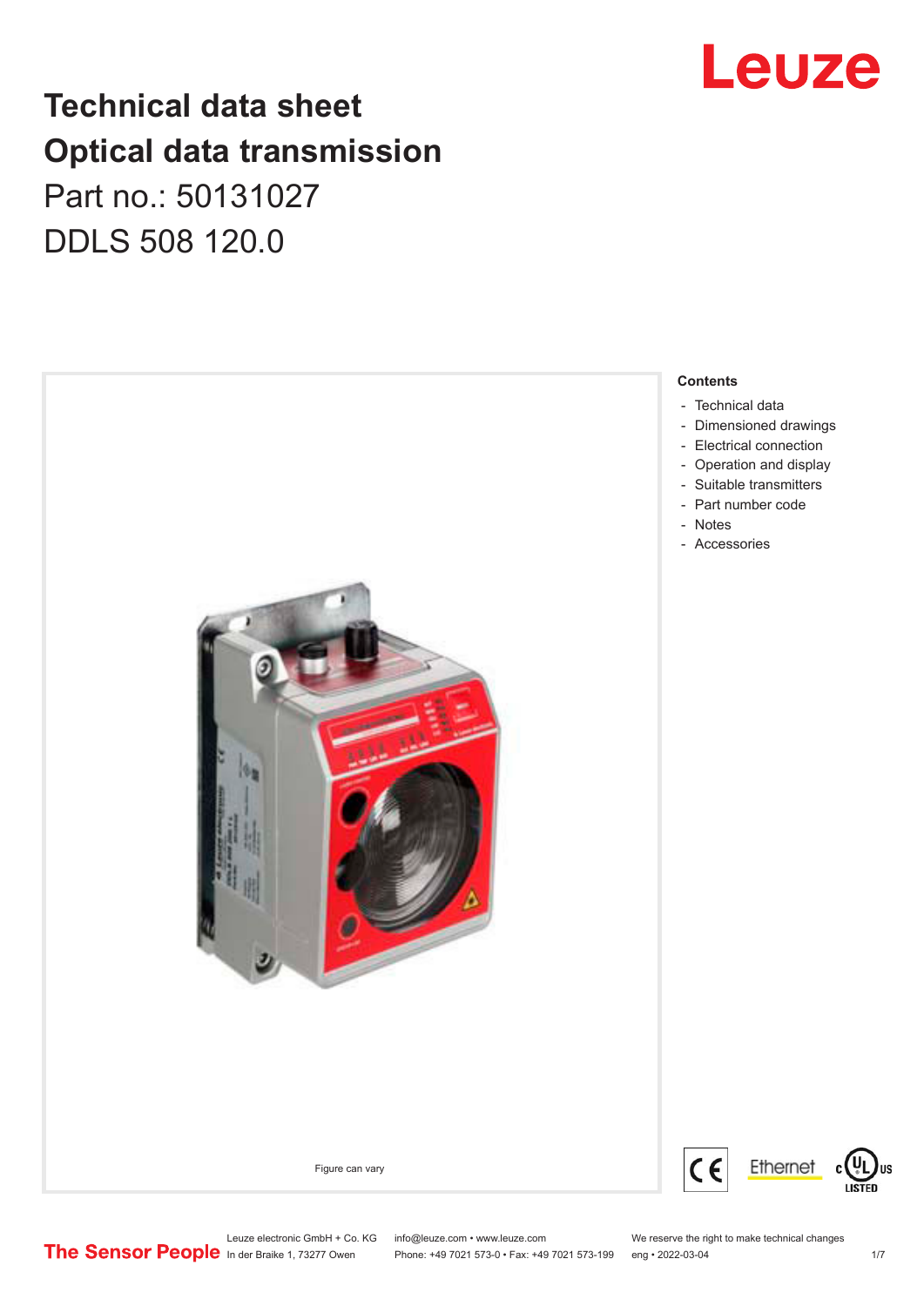# Technical data sheet
# Optical data transmission

Part no.: 50131027

DDLS 508 120.0

Figure can vary

**Contents**

- Technical data
- Dimensioned drawings
- Electrical connection
- Operation and display
- Suitable transmitters
- Part number code
- Notes
- Accessories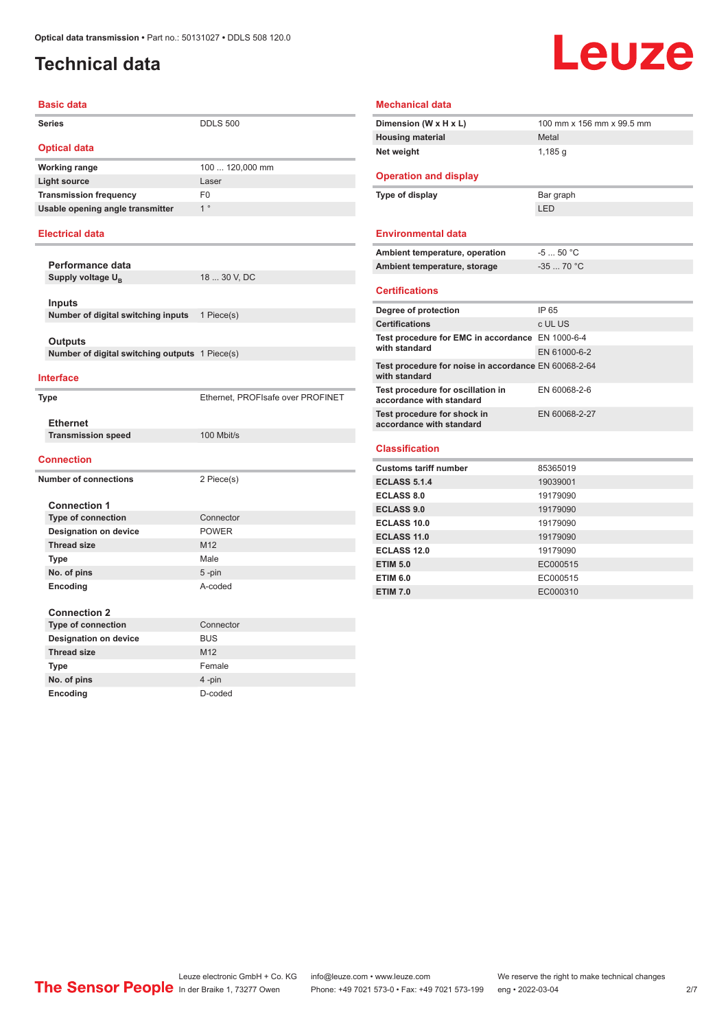# Technical data

## Basic data

| | |
|---|---|
| Series | DDLS 500 |

## Optical data

| | |
|---|---|
| Working range | 100 ... 120,000 mm |
| Light source | Laser |
| Transmission frequency | F0 |
| Usable opening angle transmitter | 1 ° |

## Electrical data

### Performance data

| | |
|---|---|
| Supply voltage $U_B$ | 18 ... 30 V, DC |

### Inputs

| | |
|---|---|
| Number of digital switching inputs | 1 Piece(s) |

### Outputs

| | |
|---|---|
| Number of digital switching outputs | 1 Piece(s) |

## Interface

| | |
|---|---|
| Type | Ethernet, PROFIsafe over PROFINET |

### Ethernet

| | |
|---|---|
| Transmission speed | 100 Mbit/s |

## Connection

| | |
|---|---|
| Number of connections | 2 Piece(s) |

### Connection 1

| | |
|---|---|
| Type of connection | Connector |
| Designation on device | POWER |
| Thread size | M12 |
| Type | Male |
| No. of pins | 5 -pin |
| Encoding | A-coded |

### Connection 2

| | |
|---|---|
| Type of connection | Connector |
| Designation on device | BUS |
| Thread size | M12 |
| Type | Female |
| No. of pins | 4 -pin |
| Encoding | D-coded |

## Mechanical data

| | |
|---|---|
| Dimension (W x H x L) | 100 mm x 156 mm x 99.5 mm |
| Housing material | Metal |
| Net weight | 1,185 g |

## Operation and display

| | |
|---|---|
| Type of display | Bar graph |
| | LED |

## Environmental data

| | |
|---|---|
| Ambient temperature, operation | -5 ... 50 °C |
| Ambient temperature, storage | -35 ... 70 °C |

## Certifications

| | |
|---|---|
| Degree of protection | IP 65 |
| Certifications | c UL US |
| Test procedure for EMC in accordance with standard | EN 1000-6-4 |
| | EN 61000-6-2 |
| Test procedure for noise in accordance with standard | EN 60068-2-64 |
| Test procedure for oscillation in accordance with standard | EN 60068-2-6 |
| Test procedure for shock in accordance with standard | EN 60068-2-27 |

## Classification

| | |
|---|---|
| Customs tariff number | 85365019 |
| ECLASS 5.1.4 | 19039001 |
| ECLASS 8.0 | 19179090 |
| ECLASS 9.0 | 19179090 |
| ECLASS 10.0 | 19179090 |
| ECLASS 11.0 | 19179090 |
| ECLASS 12.0 | 19179090 |
| ETIM 5.0 | EC000515 |
| ETIM 6.0 | EC000515 |
| ETIM 7.0 | EC000310 |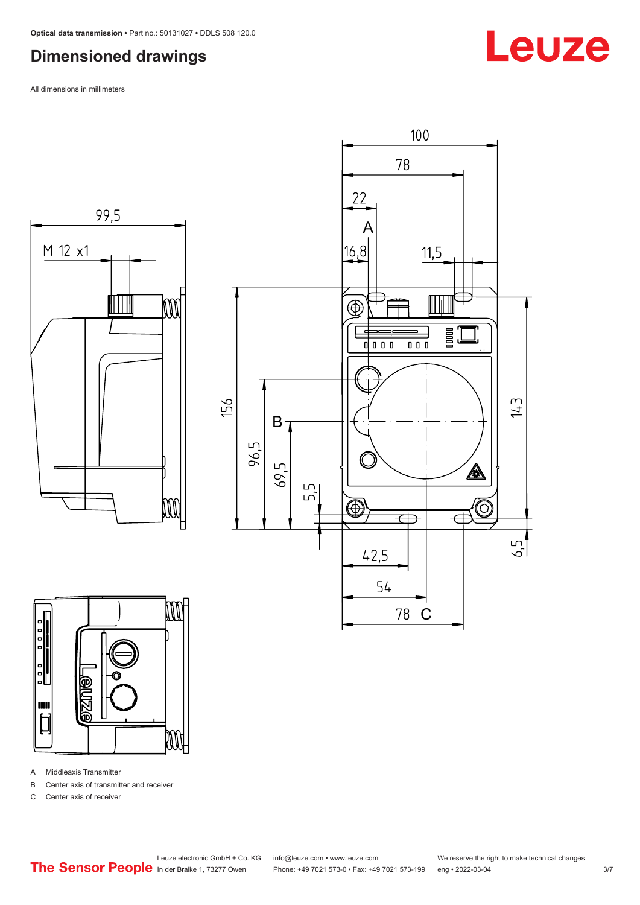# Dimensioned drawings

All dimensions in millimeters

A Middleaxis Transmitter

B Center axis of transmitter and receiver

C Center axis of receiver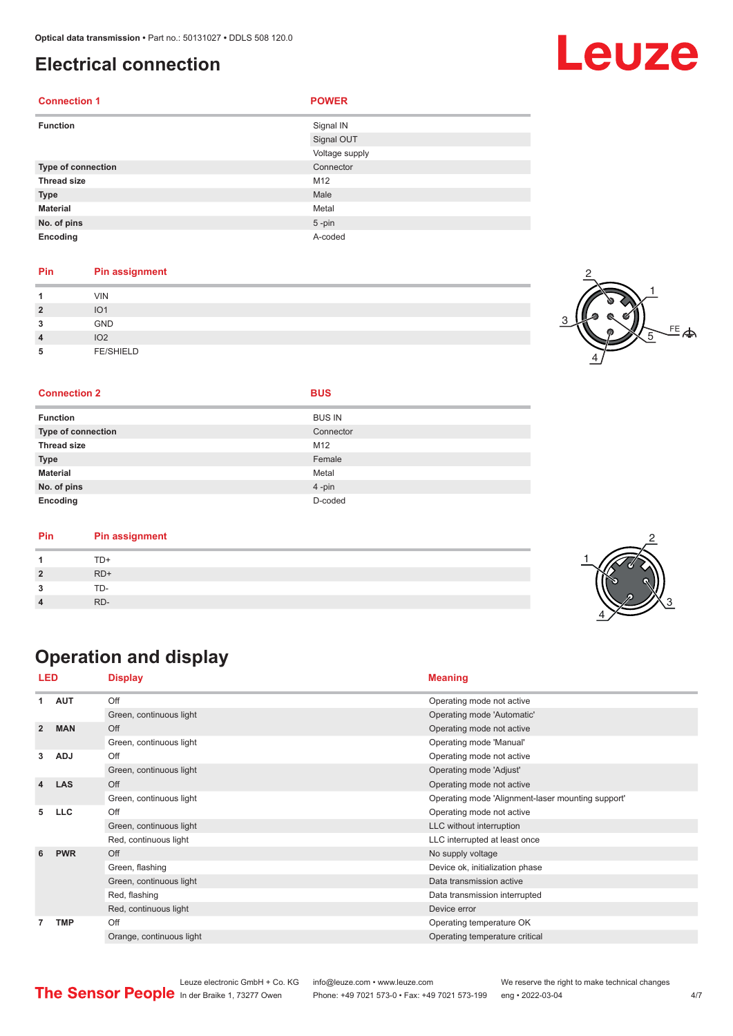# Electrical connection

| Connection 1 | POWER |
|---|---|
| **Function** | Signal IN |
| | Signal OUT |
| | Voltage supply |
| **Type of connection** | Connector |
| **Thread size** | M12 |
| **Type** | Male |
| **Material** | Metal |
| **No. of pins** | 5 -pin |
| **Encoding** | A-coded |

| Pin | Pin assignment |
|---|---|
| 1 | VIN |
| 2 | IO1 |
| 3 | GND |
| 4 | IO2 |
| 5 | FE/SHIELD |

| Connection 2 | BUS |
|---|---|
| **Function** | BUS IN |
| **Type of connection** | Connector |
| **Thread size** | M12 |
| **Type** | Female |
| **Material** | Metal |
| **No. of pins** | 4 -pin |
| **Encoding** | D-coded |

| Pin | Pin assignment |
|---|---|
| 1 | TD+ |
| 2 | RD+ |
| 3 | TD- |
| 4 | RD- |

# Operation and display

| LED | | Display | Meaning |
|---|---|---|---|
| 1 | AUT | Off | Operating mode not active |
| | | Green, continuous light | Operating mode 'Automatic' |
| 2 | MAN | Off | Operating mode not active |
| | | Green, continuous light | Operating mode 'Manual' |
| 3 | ADJ | Off | Operating mode not active |
| | | Green, continuous light | Operating mode 'Adjust' |
| 4 | LAS | Off | Operating mode not active |
| | | Green, continuous light | Operating mode 'Alignment-laser mounting support' |
| 5 | LLC | Off | Operating mode not active |
| | | Green, continuous light | LLC without interruption |
| | | Red, continuous light | LLC interrupted at least once |
| 6 | PWR | Off | No supply voltage |
| | | Green, flashing | Device ok, initialization phase |
| | | Green, continuous light | Data transmission active |
| | | Red, flashing | Data transmission interrupted |
| | | Red, continuous light | Device error |
| 7 | TMP | Off | Operating temperature OK |
| | | Orange, continuous light | Operating temperature critical |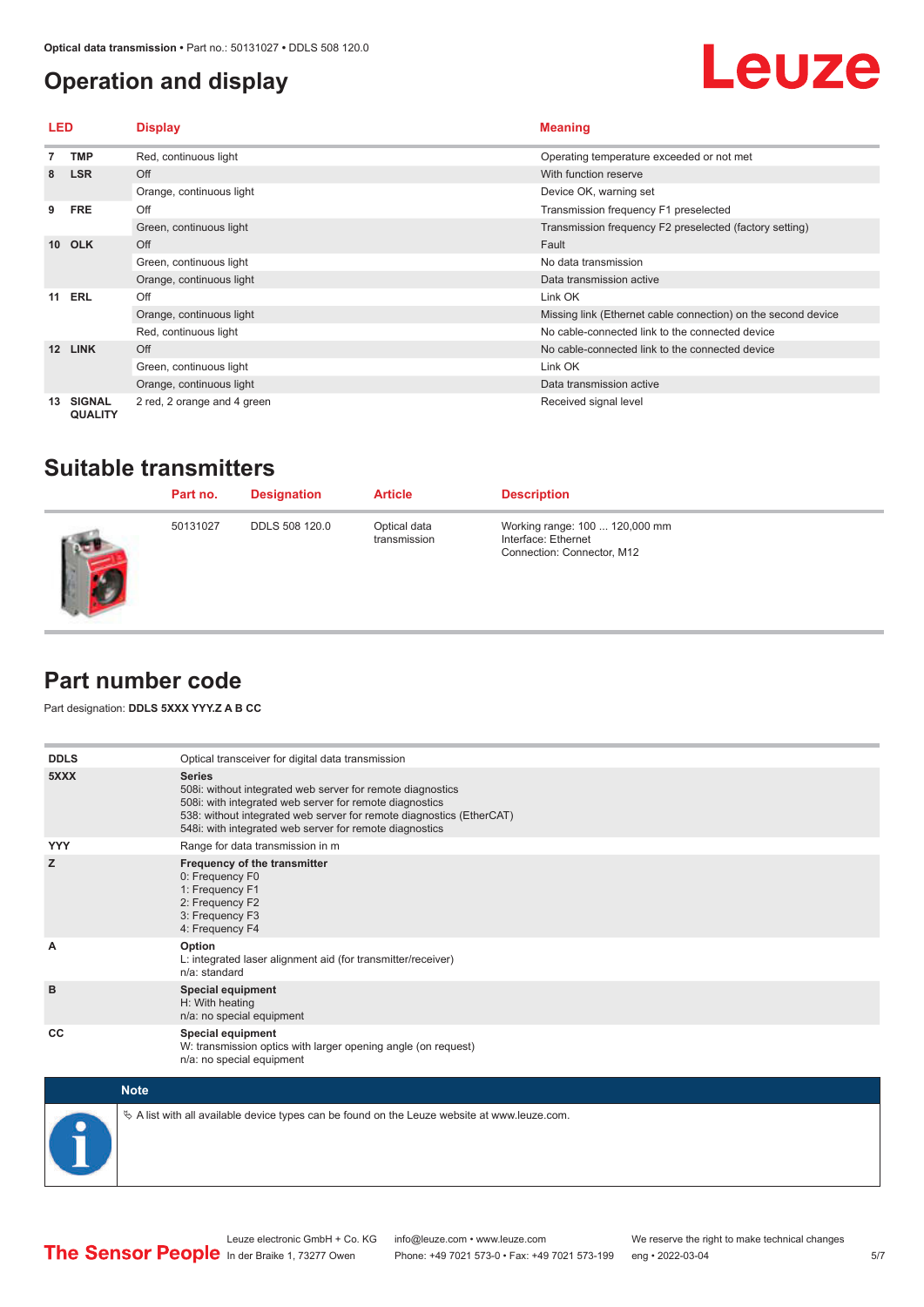## Operation and display

| LED | | Display | Meaning |
|---|---|---|---|
| 7 | TMP | Red, continuous light | Operating temperature exceeded or not met |
| 8 | LSR | Off | With function reserve |
| | | Orange, continuous light | Device OK, warning set |
| 9 | FRE | Off | Transmission frequency F1 preselected |
| | | Green, continuous light | Transmission frequency F2 preselected (factory setting) |
| 10 | OLK | Off | Fault |
| | | Green, continuous light | No data transmission |
| | | Orange, continuous light | Data transmission active |
| 11 | ERL | Off | Link OK |
| | | Orange, continuous light | Missing link (Ethernet cable connection) on the second device |
| | | Red, continuous light | No cable-connected link to the connected device |
| 12 | LINK | Off | No cable-connected link to the connected device |
| | | Green, continuous light | Link OK |
| | | Orange, continuous light | Data transmission active |
| 13 | SIGNAL QUALITY | 2 red, 2 orange and 4 green | Received signal level |

## Suitable transmitters

| Part no. | Designation | Article | Description |
|---|---|---|---|
| 50131027 | DDLS 508 120.0 | Optical data transmission | Working range: 100 ... 120,000 mm<br>Interface: Ethernet<br>Connection: Connector, M12 |

## Part number code

Part designation: **DDLS 5XXX YYY.Z A B CC**

| | |
|---|---|
| **DDLS** | Optical transceiver for digital data transmission |
| **5XXX** | **Series**<br>508i: without integrated web server for remote diagnostics<br>508i: with integrated web server for remote diagnostics<br>538: without integrated web server for remote diagnostics (EtherCAT)<br>548i: with integrated web server for remote diagnostics |
| **YYY** | Range for data transmission in m |
| **Z** | **Frequency of the transmitter**<br>0: Frequency F0<br>1: Frequency F1<br>2: Frequency F2<br>3: Frequency F3<br>4: Frequency F4 |
| **A** | **Option**<br>L: integrated laser alignment aid (for transmitter/receiver)<br>n/a: standard |
| **B** | **Special equipment**<br>H: With heating<br>n/a: no special equipment |
| **CC** | **Special equipment**<br>W: transmission optics with larger opening angle (on request)<br>n/a: no special equipment |

**Note**

↳ A list with all available device types can be found on the Leuze website at www.leuze.com.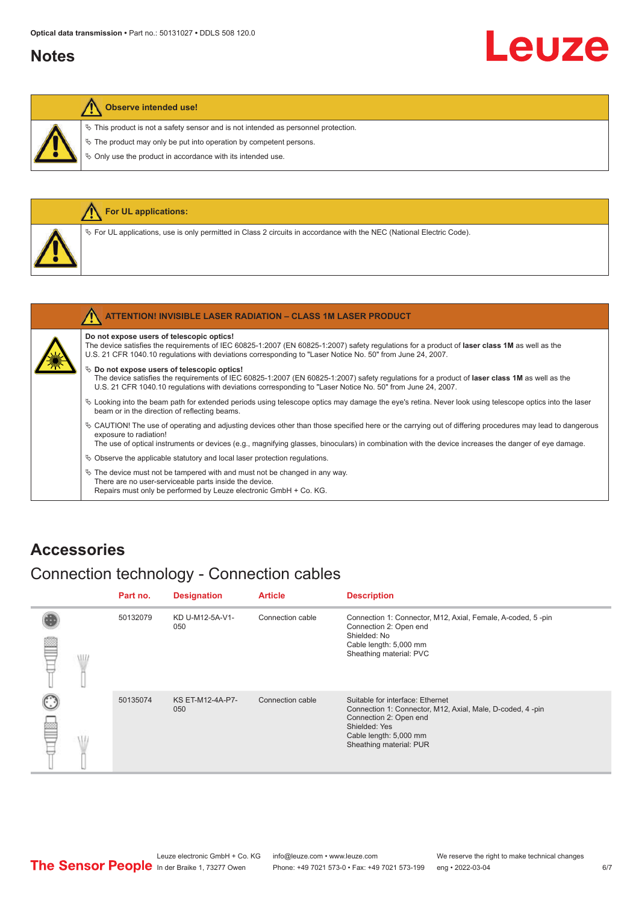## Notes

**Observe intended use!**

- ↳ This product is not a safety sensor and is not intended as personnel protection.
- ↳ The product may only be put into operation by competent persons.
- ↳ Only use the product in accordance with its intended use.

**For UL applications:**

- ↳ For UL applications, use is only permitted in Class 2 circuits in accordance with the NEC (National Electric Code).

**ATTENTION! INVISIBLE LASER RADIATION – CLASS 1M LASER PRODUCT**

**Do not expose users of telescopic optics!**
The device satisfies the requirements of IEC 60825-1:2007 (EN 60825-1:2007) safety regulations for a product of **laser class 1M** as well as the U.S. 21 CFR 1040.10 regulations with deviations corresponding to "Laser Notice No. 50" from June 24, 2007.

- ↳ **Do not expose users of telescopic optics!**
  The device satisfies the requirements of IEC 60825-1:2007 (EN 60825-1:2007) safety regulations for a product of **laser class 1M** as well as the U.S. 21 CFR 1040.10 regulations with deviations corresponding to "Laser Notice No. 50" from June 24, 2007.
- ↳ Looking into the beam path for extended periods using telescope optics may damage the eye's retina. Never look using telescope optics into the laser beam or in the direction of reflecting beams.
- ↳ CAUTION! The use of operating and adjusting devices other than those specified here or the carrying out of differing procedures may lead to dangerous exposure to radiation!
  The use of optical instruments or devices (e.g., magnifying glasses, binoculars) in combination with the device increases the danger of eye damage.
- ↳ Observe the applicable statutory and local laser protection regulations.
- ↳ The device must not be tampered with and must not be changed in any way.
  There are no user-serviceable parts inside the device.
  Repairs must only be performed by Leuze electronic GmbH + Co. KG.

# Accessories

## Connection technology - Connection cables

| Part no. | Designation | Article | Description |
|---|---|---|---|
| 50132079 | KD U-M12-5A-V1-050 | Connection cable | Connection 1: Connector, M12, Axial, Female, A-coded, 5 -pin<br>Connection 2: Open end<br>Shielded: No<br>Cable length: 5,000 mm<br>Sheathing material: PVC |
| 50135074 | KS ET-M12-4A-P7-050 | Connection cable | Suitable for interface: Ethernet<br>Connection 1: Connector, M12, Axial, Male, D-coded, 4 -pin<br>Connection 2: Open end<br>Shielded: Yes<br>Cable length: 5,000 mm<br>Sheathing material: PUR |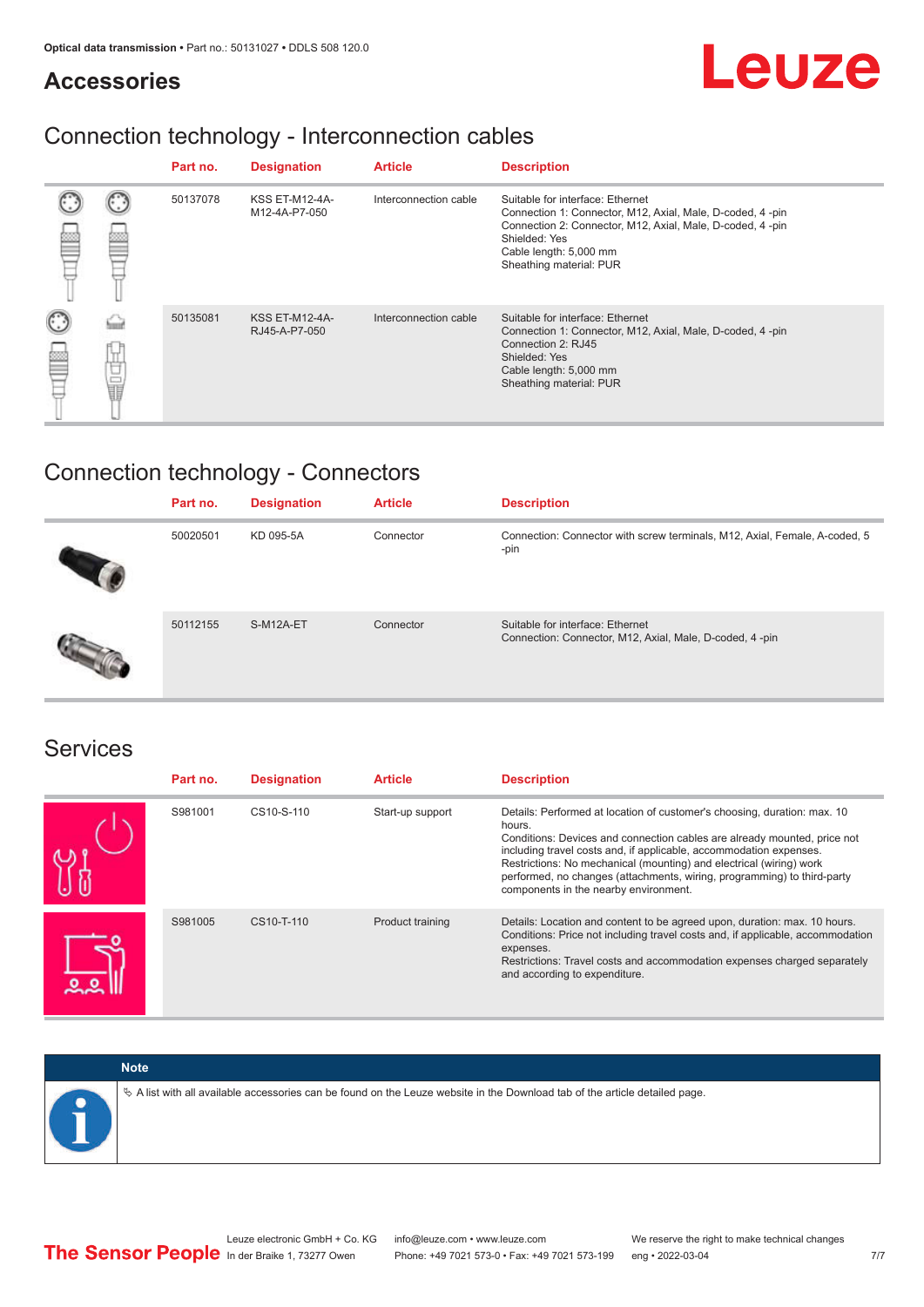# Accessories

## Connection technology - Interconnection cables

| | Part no. | Designation | Article | Description |
|---|---|---|---|---|
| | 50137078 | KSS ET-M12-4A-M12-4A-P7-050 | Interconnection cable | Suitable for interface: Ethernet<br>Connection 1: Connector, M12, Axial, Male, D-coded, 4 -pin<br>Connection 2: Connector, M12, Axial, Male, D-coded, 4 -pin<br>Shielded: Yes<br>Cable length: 5,000 mm<br>Sheathing material: PUR |
| | 50135081 | KSS ET-M12-4A-RJ45-A-P7-050 | Interconnection cable | Suitable for interface: Ethernet<br>Connection 1: Connector, M12, Axial, Male, D-coded, 4 -pin<br>Connection 2: RJ45<br>Shielded: Yes<br>Cable length: 5,000 mm<br>Sheathing material: PUR |

## Connection technology - Connectors

| | Part no. | Designation | Article | Description |
|---|---|---|---|---|
| | 50020501 | KD 095-5A | Connector | Connection: Connector with screw terminals, M12, Axial, Female, A-coded, 5 -pin |
| | 50112155 | S-M12A-ET | Connector | Suitable for interface: Ethernet<br>Connection: Connector, M12, Axial, Male, D-coded, 4 -pin |

## Services

| | Part no. | Designation | Article | Description |
|---|---|---|---|---|
| | S981001 | CS10-S-110 | Start-up support | Details: Performed at location of customer's choosing, duration: max. 10 hours.<br>Conditions: Devices and connection cables are already mounted, price not including travel costs and, if applicable, accommodation expenses.<br>Restrictions: No mechanical (mounting) and electrical (wiring) work performed, no changes (attachments, wiring, programming) to third-party components in the nearby environment. |
| | S981005 | CS10-T-110 | Product training | Details: Location and content to be agreed upon, duration: max. 10 hours.<br>Conditions: Price not including travel costs and, if applicable, accommodation expenses.<br>Restrictions: Travel costs and accommodation expenses charged separately and according to expenditure. |

**Note**

↳ A list with all available accessories can be found on the Leuze website in the Download tab of the article detailed page.